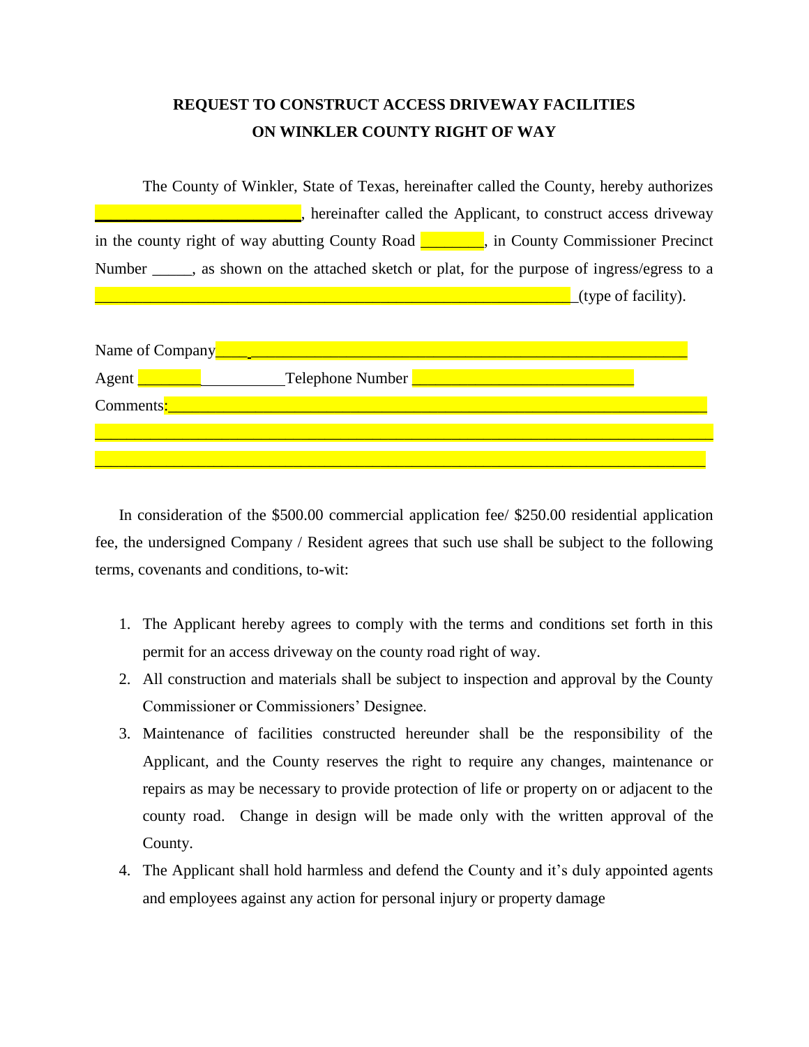**REQUEST TO CONSTRUCT ACCESS DRIVEWAY FACILITIES ON WINKLER COUNTY RIGHT OF WAY**

The County of Winkler, State of Texas, hereinafter called the County, hereby authorizes ________________________, hereinafter called the Applicant, to construct access driveway in the county right of way abutting County Road ________, in County Commissioner Precinct Number _____, as shown on the attached sketch or plat, for the purpose of ingress/egress to a ____________________________________________________________(type of facility).

Name of Company________________________________________________________

Agent ________ __________Telephone Number ____________________________

Comments:______________________________________________________________

_______________________________________________________________________

_______________________________________________________________________

In consideration of the $500.00 commercial application fee/ $250.00 residential application fee, the undersigned Company / Resident agrees that such use shall be subject to the following terms, covenants and conditions, to-wit:

1. The Applicant hereby agrees to comply with the terms and conditions set forth in this permit for an access driveway on the county road right of way.
2. All construction and materials shall be subject to inspection and approval by the County Commissioner or Commissioners' Designee.
3. Maintenance of facilities constructed hereunder shall be the responsibility of the Applicant, and the County reserves the right to require any changes, maintenance or repairs as may be necessary to provide protection of life or property on or adjacent to the county road. Change in design will be made only with the written approval of the County.
4. The Applicant shall hold harmless and defend the County and it's duly appointed agents and employees against any action for personal injury or property damage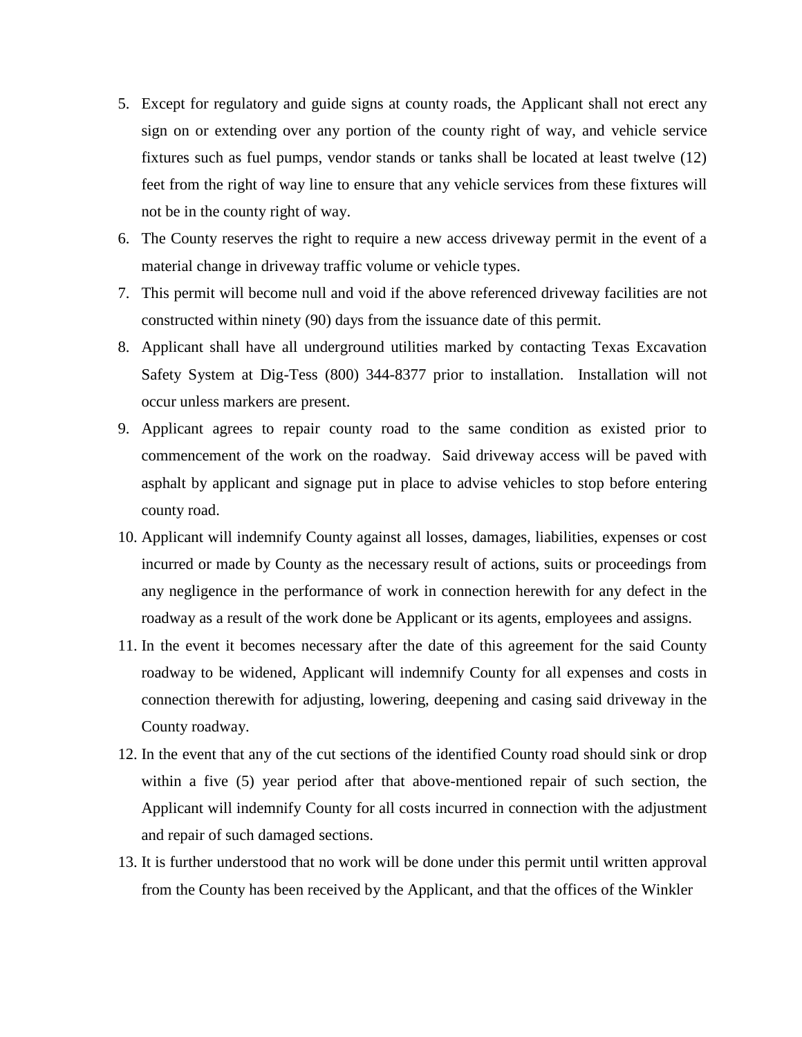5. Except for regulatory and guide signs at county roads, the Applicant shall not erect any sign on or extending over any portion of the county right of way, and vehicle service fixtures such as fuel pumps, vendor stands or tanks shall be located at least twelve (12) feet from the right of way line to ensure that any vehicle services from these fixtures will not be in the county right of way.
6. The County reserves the right to require a new access driveway permit in the event of a material change in driveway traffic volume or vehicle types.
7. This permit will become null and void if the above referenced driveway facilities are not constructed within ninety (90) days from the issuance date of this permit.
8. Applicant shall have all underground utilities marked by contacting Texas Excavation Safety System at Dig-Tess (800) 344-8377 prior to installation. Installation will not occur unless markers are present.
9. Applicant agrees to repair county road to the same condition as existed prior to commencement of the work on the roadway. Said driveway access will be paved with asphalt by applicant and signage put in place to advise vehicles to stop before entering county road.
10. Applicant will indemnify County against all losses, damages, liabilities, expenses or cost incurred or made by County as the necessary result of actions, suits or proceedings from any negligence in the performance of work in connection herewith for any defect in the roadway as a result of the work done be Applicant or its agents, employees and assigns.
11. In the event it becomes necessary after the date of this agreement for the said County roadway to be widened, Applicant will indemnify County for all expenses and costs in connection therewith for adjusting, lowering, deepening and casing said driveway in the County roadway.
12. In the event that any of the cut sections of the identified County road should sink or drop within a five (5) year period after that above-mentioned repair of such section, the Applicant will indemnify County for all costs incurred in connection with the adjustment and repair of such damaged sections.
13. It is further understood that no work will be done under this permit until written approval from the County has been received by the Applicant, and that the offices of the Winkler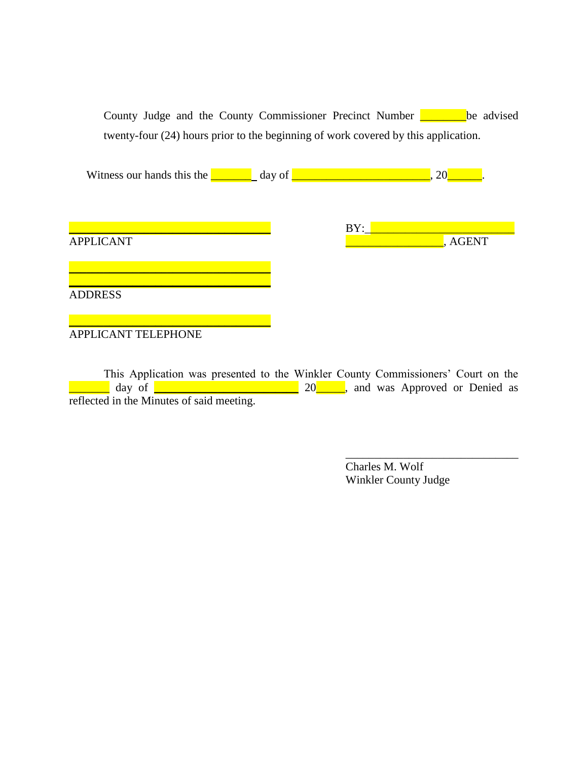County Judge and the County Commissioner Precinct Number ________be advised twenty-four (24) hours prior to the beginning of work covered by this application.

Witness our hands this the ________ day of ________________________, 20______.

_________________________________
APPLICANT

BY:________________________________
_________________, AGENT

_________________________________
_________________________________
ADDRESS

_________________________________
APPLICANT TELEPHONE

This Application was presented to the Winkler County Commissioners' Court on the _______ day of _________________________ 20_____, and was Approved or Denied as reflected in the Minutes of said meeting.

_______________________________
Charles M. Wolf
Winkler County Judge